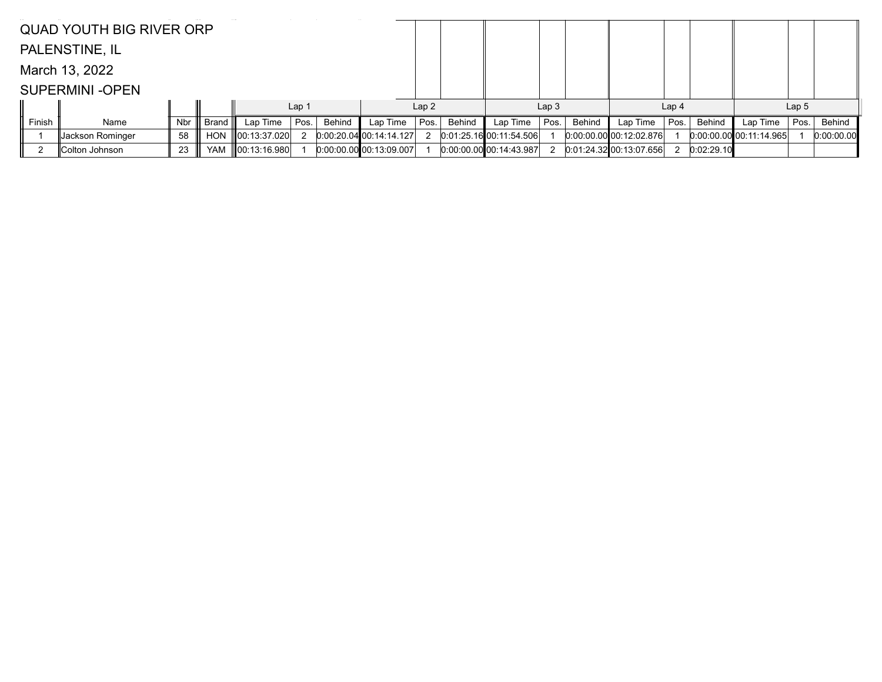QUAD YOUTH BIG RIVER ORP

PALENSTINE, IL

March 13, 2022

SUPERMINI -OPEN

| | | | | Lap 1 | | | Lap 2 | | | Lap 3 | | | Lap 4 | | | Lap 5 | | |
|---|---|---|---|---|---|---|---|---|---|---|---|---|---|---|---|---|---|---|
| Finish | Name | Nbr | Brand | Lap Time | Pos. | Behind | Lap Time | Pos. | Behind | Lap Time | Pos. | Behind | Lap Time | Pos. | Behind | Lap Time | Pos. | Behind |
| 1 | Jackson Rominger | 58 | HON | 00:13:37.020 | 2 | 0:00:20.04 | 00:14:14.127 | 2 | 0:01:25.16 | 00:11:54.506 | 1 | 0:00:00.00 | 00:12:02.876 | 1 | 0:00:00.00 | 00:11:14.965 | 1 | 0:00:00.00 |
| 2 | Colton Johnson | 23 | YAM | 00:13:16.980 | 1 | 0:00:00.00 | 00:13:09.007 | 1 | 0:00:00.00 | 00:14:43.987 | 2 | 0:01:24.32 | 00:13:07.656 | 2 | 0:02:29.10 | | | |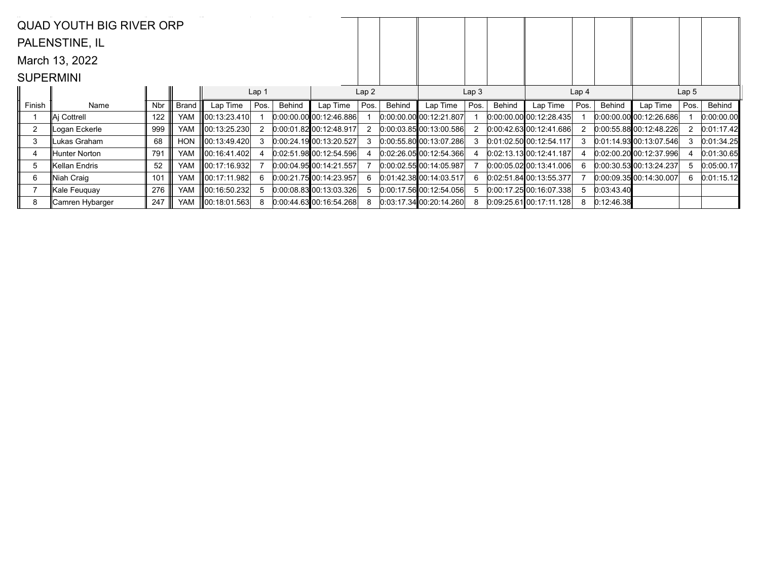QUAD YOUTH BIG RIVER ORP

PALENSTINE, IL

March 13, 2022

SUPERMINI

| Finish | Name | Nbr | Brand | Lap 1 | | | Lap 2 | | | Lap 3 | | | Lap 4 | | | Lap 5 | | |
|---|---|---|---|---|---|---|---|---|---|---|---|---|---|---|---|---|---|---|
| | | | | Lap Time | Pos. | Behind | Lap Time | Pos. | Behind | Lap Time | Pos. | Behind | Lap Time | Pos. | Behind | Lap Time | Pos. | Behind |
| 1 | Aj Cottrell | 122 | YAM | 00:13:23.410 | 1 | 0:00:00.00 | 00:12:46.886 | 1 | 0:00:00.00 | 00:12:21.807 | 1 | 0:00:00.00 | 00:12:28.435 | 1 | 0:00:00.00 | 00:12:26.686 | 1 | 0:00:00.00 |
| 2 | Logan Eckerle | 999 | YAM | 00:13:25.230 | 2 | 0:00:01.82 | 00:12:48.917 | 2 | 0:00:03.85 | 00:13:00.586 | 2 | 0:00:42.63 | 00:12:41.686 | 2 | 0:00:55.88 | 00:12:48.226 | 2 | 0:01:17.42 |
| 3 | Lukas Graham | 68 | HON | 00:13:49.420 | 3 | 0:00:24.19 | 00:13:20.527 | 3 | 0:00:55.80 | 00:13:07.286 | 3 | 0:01:02.50 | 00:12:54.117 | 3 | 0:01:14.93 | 00:13:07.546 | 3 | 0:01:34.25 |
| 4 | Hunter Norton | 791 | YAM | 00:16:41.402 | 4 | 0:02:51.98 | 00:12:54.596 | 4 | 0:02:26.05 | 00:12:54.366 | 4 | 0:02:13.13 | 00:12:41.187 | 4 | 0:02:00.20 | 00:12:37.996 | 4 | 0:01:30.65 |
| 5 | Kellan Endris | 52 | YAM | 00:17:16.932 | 7 | 0:00:04.95 | 00:14:21.557 | 7 | 0:00:02.55 | 00:14:05.987 | 7 | 0:00:05.02 | 00:13:41.006 | 6 | 0:00:30.53 | 00:13:24.237 | 5 | 0:05:00.17 |
| 6 | Niah Craig | 101 | YAM | 00:17:11.982 | 6 | 0:00:21.75 | 00:14:23.957 | 6 | 0:01:42.38 | 00:14:03.517 | 6 | 0:02:51.84 | 00:13:55.377 | 7 | 0:00:09.35 | 00:14:30.007 | 6 | 0:01:15.12 |
| 7 | Kale Feuquay | 276 | YAM | 00:16:50.232 | 5 | 0:00:08.83 | 00:13:03.326 | 5 | 0:00:17.56 | 00:12:54.056 | 5 | 0:00:17.25 | 00:16:07.338 | 5 | 0:03:43.40 | | | |
| 8 | Camren Hybarger | 247 | YAM | 00:18:01.563 | 8 | 0:00:44.63 | 00:16:54.268 | 8 | 0:03:17.34 | 00:20:14.260 | 8 | 0:09:25.61 | 00:17:11.128 | 8 | 0:12:46.38 | | | |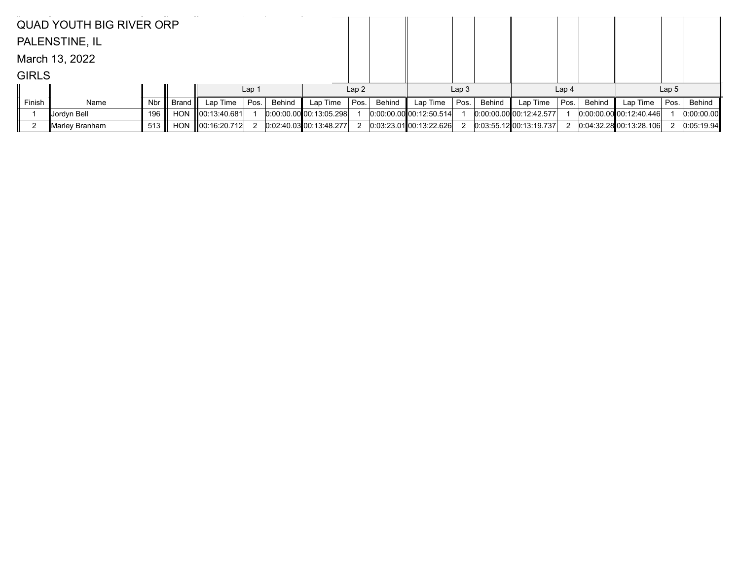QUAD YOUTH BIG RIVER ORP

PALENSTINE, IL

March 13, 2022

GIRLS

| | | | | Lap 1 | | | Lap 2 | | | Lap 3 | | | Lap 4 | | | Lap 5 | | |
|---|---|---|---|---|---|---|---|---|---|---|---|---|---|---|---|---|---|---|
| Finish | Name | Nbr | Brand | Lap Time | Pos. | Behind | Lap Time | Pos. | Behind | Lap Time | Pos. | Behind | Lap Time | Pos. | Behind | Lap Time | Pos. | Behind |
| 1 | Jordyn Bell | 196 | HON | 00:13:40.681 | 1 | 0:00:00.00 | 00:13:05.298 | 1 | 0:00:00.00 | 00:12:50.514 | 1 | 0:00:00.00 | 00:12:42.577 | 1 | 0:00:00.00 | 00:12:40.446 | 1 | 0:00:00.00 |
| 2 | Marley Branham | 513 | HON | 00:16:20.712 | 2 | 0:02:40.03 | 00:13:48.277 | 2 | 0:03:23.01 | 00:13:22.626 | 2 | 0:03:55.12 | 00:13:19.737 | 2 | 0:04:32.28 | 00:13:28.106 | 2 | 0:05:19.94 |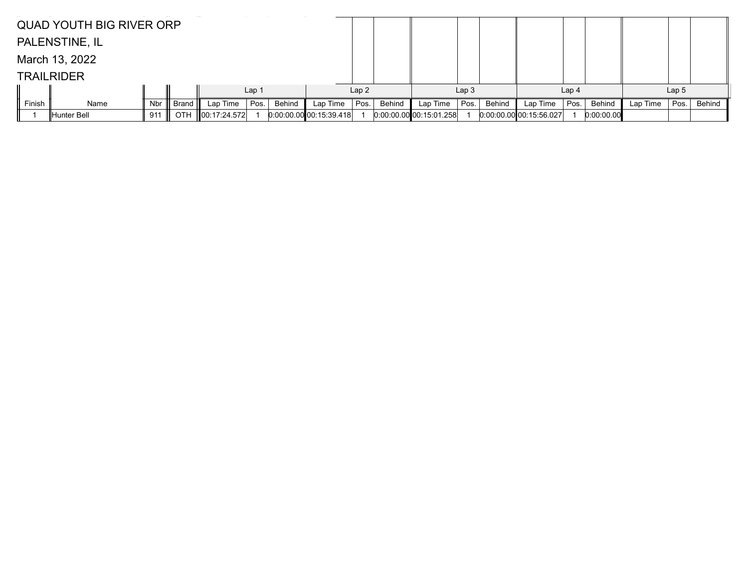QUAD YOUTH BIG RIVER ORP

PALENSTINE, IL

March 13, 2022

TRAILRIDER

| | | | | Lap 1 | | | Lap 2 | | | Lap 3 | | | Lap 4 | | | Lap 5 | | |
|---|---|---|---|---|---|---|---|---|---|---|---|---|---|---|---|---|---|---|
| Finish | Name | Nbr | Brand | Lap Time | Pos. | Behind | Lap Time | Pos. | Behind | Lap Time | Pos. | Behind | Lap Time | Pos. | Behind | Lap Time | Pos. | Behind |
| 1 | Hunter Bell | 911 | OTH | 00:17:24.572 | 1 | 0:00:00.00 | 00:15:39.418 | 1 | 0:00:00.00 | 00:15:01.258 | 1 | 0:00:00.00 | 00:15:56.027 | 1 | 0:00:00.00 | | | |